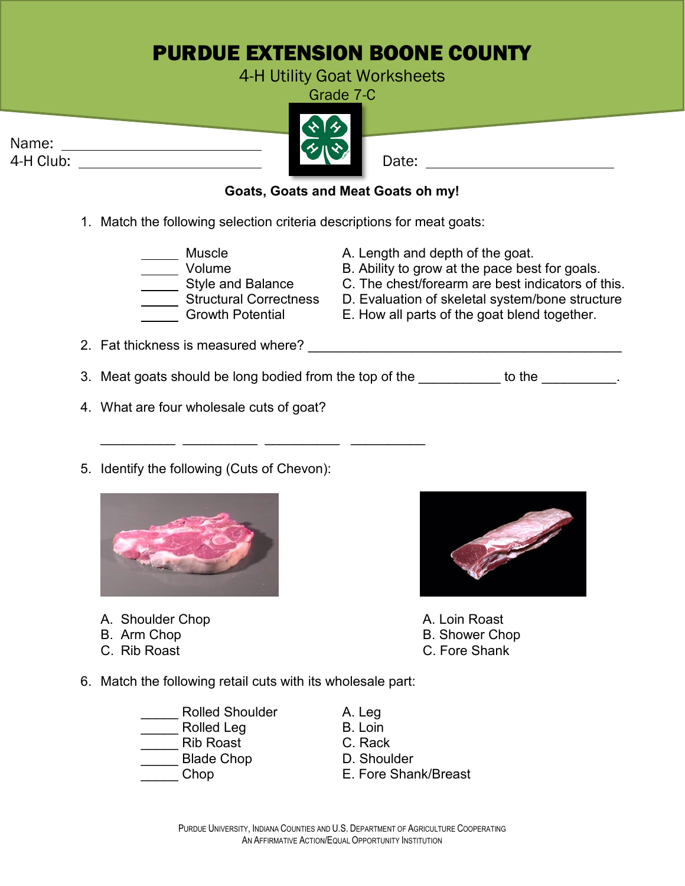# PURDUE EXTENSION BOONE COUNTY

4-H Utility Goat Worksheets

Grade 7-C

Name: ____________________________

4-H Club: ____________________________

Date: ____________________________

**Goats, Goats and Meat Goats oh my!**

1. Match the following selection criteria descriptions for meat goats:

| | |
|---|---|
| _____ Muscle | A. Length and depth of the goat. |
| _____ Volume | B. Ability to grow at the pace best for goals. |
| _____ Style and Balance | C. The chest/forearm are best indicators of this. |
| _____ Structural Correctness | D. Evaluation of skeletal system/bone structure |
| _____ Growth Potential | E. How all parts of the goat blend together. |

2. Fat thickness is measured where? ____________________________________________

3. Meat goats should be long bodied from the top of the ___________ to the __________.

4. What are four wholesale cuts of goat?

   __________ __________ __________ __________

5. Identify the following (Cuts of Chevon):

   A. Shoulder Chop
   B. Arm Chop
   C. Rib Roast

   A. Loin Roast
   B. Shower Chop
   C. Fore Shank

6. Match the following retail cuts with its wholesale part:

| | |
|---|---|
| _____ Rolled Shoulder | A. Leg |
| _____ Rolled Leg | B. Loin |
| _____ Rib Roast | C. Rack |
| _____ Blade Chop | D. Shoulder |
| _____ Chop | E. Fore Shank/Breast |

Purdue University, Indiana Counties and U.S. Department of Agriculture Cooperating
An Affirmative Action/Equal Opportunity Institution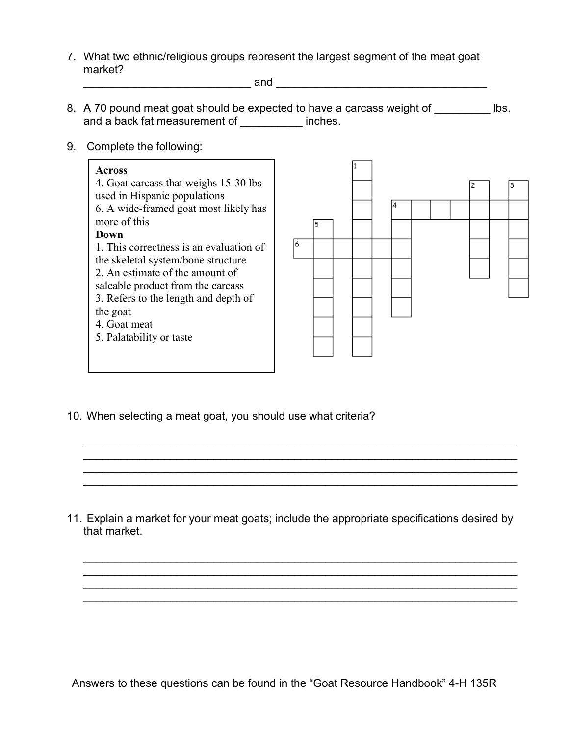7. What two ethnic/religious groups represent the largest segment of the meat goat market?
   ___________________________ and __________________________________

8. A 70 pound meat goat should be expected to have a carcass weight of _________ lbs. and a back fat measurement of __________ inches.

9. Complete the following:

**Across**
4. Goat carcass that weighs 15-30 lbs used in Hispanic populations
6. A wide-framed goat most likely has more of this

**Down**
1. This correctness is an evaluation of the skeletal system/bone structure
2. An estimate of the amount of saleable product from the carcass
3. Refers to the length and depth of the goat
4. Goat meat
5. Palatability or taste

10. When selecting a meat goat, you should use what criteria?

_______________________________________________________________________
_______________________________________________________________________
_______________________________________________________________________
_______________________________________________________________________

11. Explain a market for your meat goats; include the appropriate specifications desired by that market.

_______________________________________________________________________
_______________________________________________________________________
_______________________________________________________________________
_______________________________________________________________________

Answers to these questions can be found in the "Goat Resource Handbook" 4-H 135R